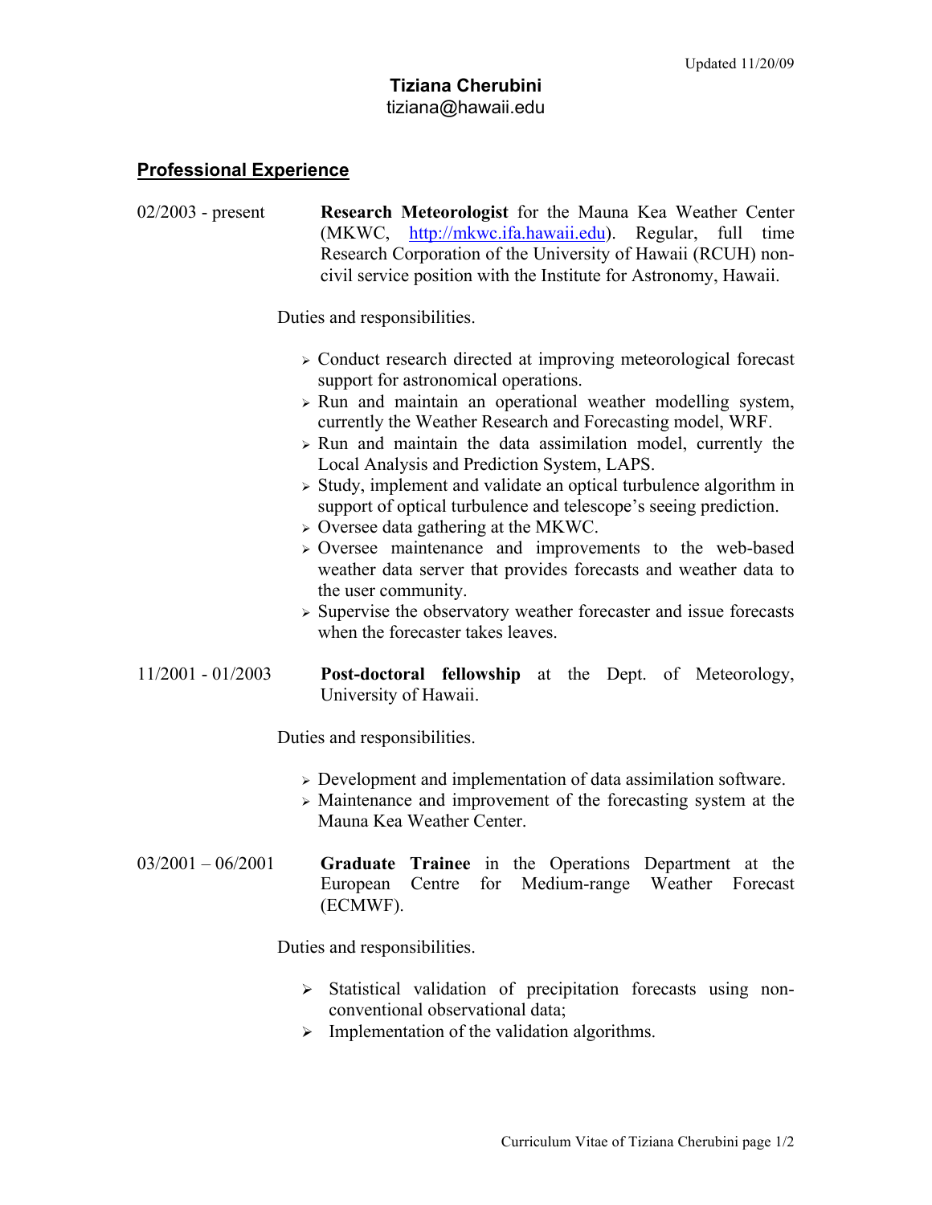Updated 11/20/09

# Tiziana Cherubini

tiziana@hawaii.edu

## Professional Experience

02/2003 - present **Research Meteorologist** for the Mauna Kea Weather Center (MKWC, http://mkwc.ifa.hawaii.edu). Regular, full time Research Corporation of the University of Hawaii (RCUH) non-civil service position with the Institute for Astronomy, Hawaii.

Duties and responsibilities.

- Conduct research directed at improving meteorological forecast support for astronomical operations.
- Run and maintain an operational weather modelling system, currently the Weather Research and Forecasting model, WRF.
- Run and maintain the data assimilation model, currently the Local Analysis and Prediction System, LAPS.
- Study, implement and validate an optical turbulence algorithm in support of optical turbulence and telescope's seeing prediction.
- Oversee data gathering at the MKWC.
- Oversee maintenance and improvements to the web-based weather data server that provides forecasts and weather data to the user community.
- Supervise the observatory weather forecaster and issue forecasts when the forecaster takes leaves.

11/2001 - 01/2003 **Post-doctoral fellowship** at the Dept. of Meteorology, University of Hawaii.

Duties and responsibilities.

- Development and implementation of data assimilation software.
- Maintenance and improvement of the forecasting system at the Mauna Kea Weather Center.

03/2001 – 06/2001 **Graduate Trainee** in the Operations Department at the European Centre for Medium-range Weather Forecast (ECMWF).

Duties and responsibilities.

- Statistical validation of precipitation forecasts using non-conventional observational data;
- Implementation of the validation algorithms.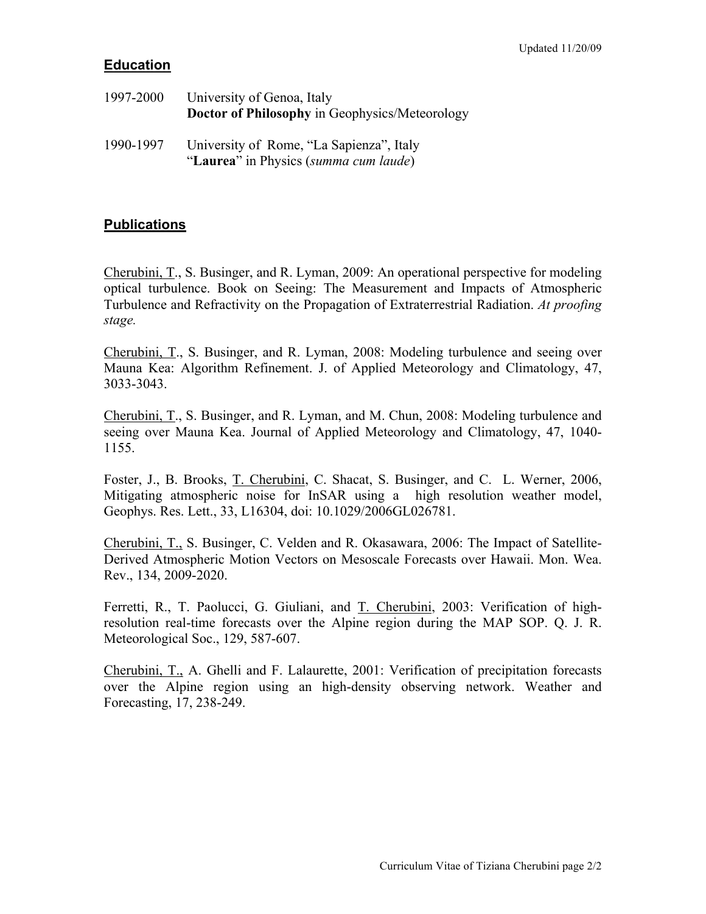## Education

1997-2000 University of Genoa, Italy
**Doctor of Philosophy** in Geophysics/Meteorology

1990-1997 University of Rome, "La Sapienza", Italy
"**Laurea**" in Physics (*summa cum laude*)

## Publications

Cherubini, T., S. Businger, and R. Lyman, 2009: An operational perspective for modeling optical turbulence. Book on Seeing: The Measurement and Impacts of Atmospheric Turbulence and Refractivity on the Propagation of Extraterrestrial Radiation. *At proofing stage.*

Cherubini, T., S. Businger, and R. Lyman, 2008: Modeling turbulence and seeing over Mauna Kea: Algorithm Refinement. J. of Applied Meteorology and Climatology, 47, 3033-3043.

Cherubini, T., S. Businger, and R. Lyman, and M. Chun, 2008: Modeling turbulence and seeing over Mauna Kea. Journal of Applied Meteorology and Climatology, 47, 1040-1155.

Foster, J., B. Brooks, T. Cherubini, C. Shacat, S. Businger, and C. L. Werner, 2006, Mitigating atmospheric noise for InSAR using a high resolution weather model, Geophys. Res. Lett., 33, L16304, doi: 10.1029/2006GL026781.

Cherubini, T., S. Businger, C. Velden and R. Okasawara, 2006: The Impact of Satellite-Derived Atmospheric Motion Vectors on Mesoscale Forecasts over Hawaii. Mon. Wea. Rev., 134, 2009-2020.

Ferretti, R., T. Paolucci, G. Giuliani, and T. Cherubini, 2003: Verification of high-resolution real-time forecasts over the Alpine region during the MAP SOP. Q. J. R. Meteorological Soc., 129, 587-607.

Cherubini, T., A. Ghelli and F. Lalaurette, 2001: Verification of precipitation forecasts over the Alpine region using an high-density observing network. Weather and Forecasting, 17, 238-249.